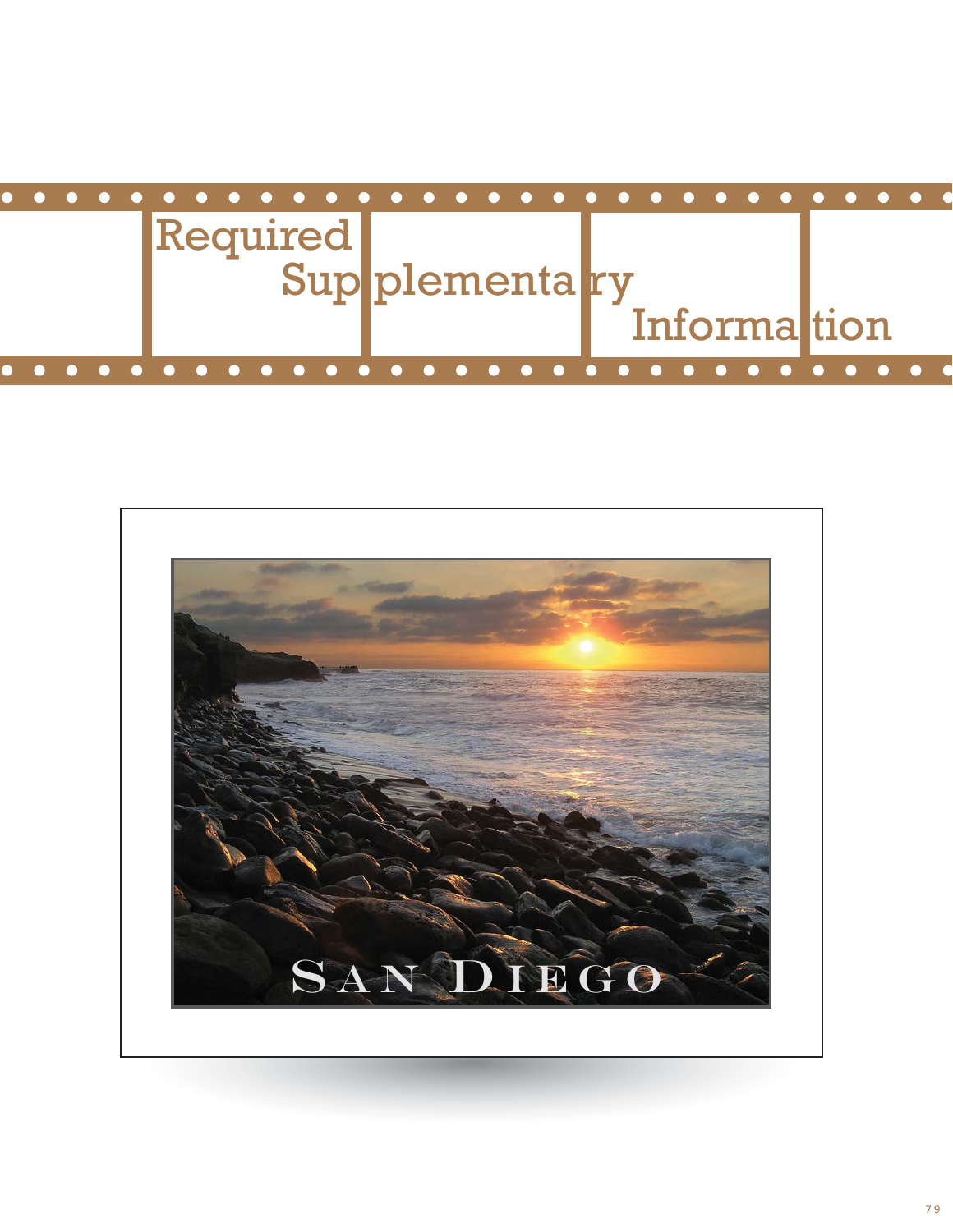# Required Supplementary Information

SAN DIEGO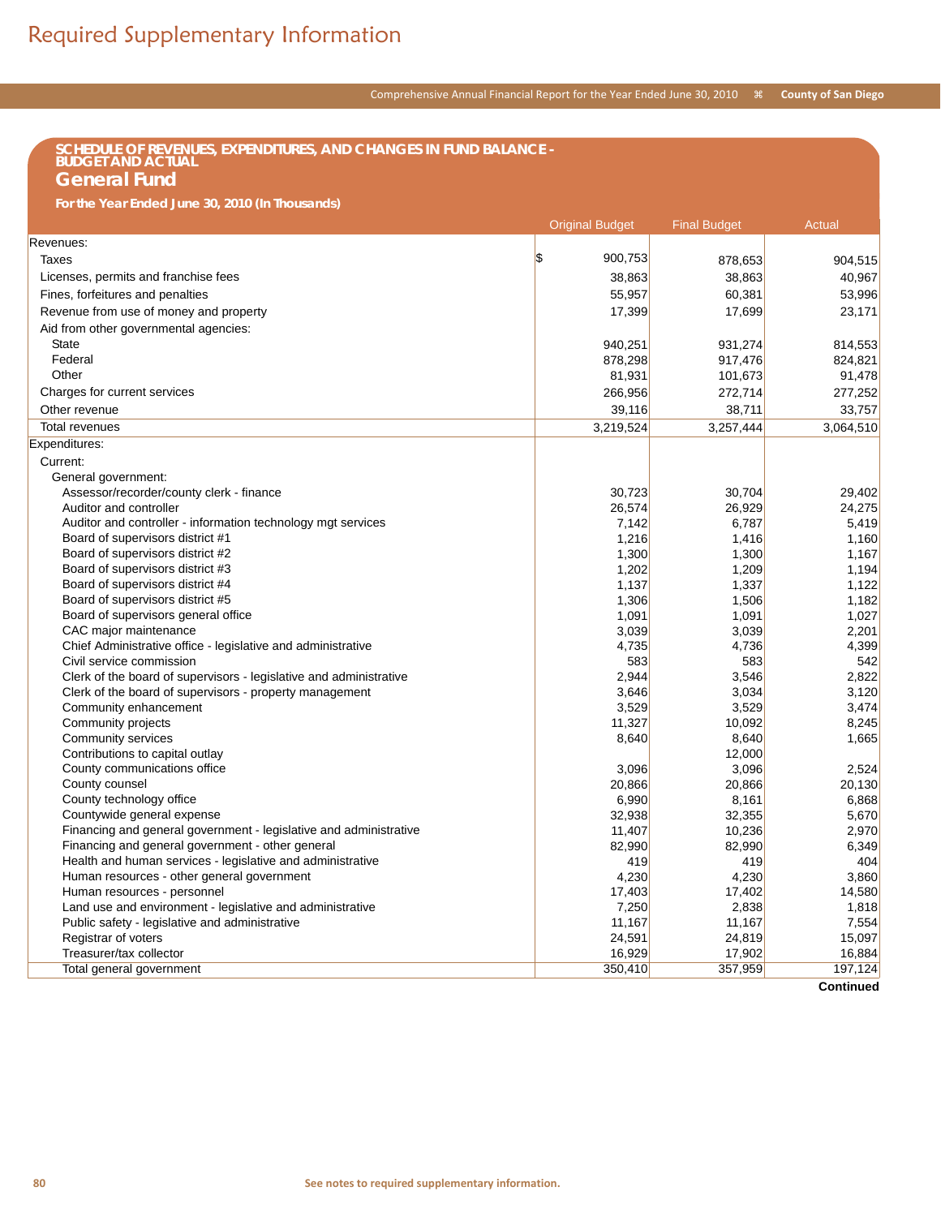# Required Supplementary Information

## SCHEDULE OF REVENUES, EXPENDITURES, AND CHANGES IN FUND BALANCE - BUDGET AND ACTUAL

## General Fund

**For the Year Ended June 30, 2010 (In Thousands)**

| | Original Budget | Final Budget | Actual |
|---|---|---|---|
| Revenues: | | | |
| Taxes | $ 900,753 | 878,653 | 904,515 |
| Licenses, permits and franchise fees | 38,863 | 38,863 | 40,967 |
| Fines, forfeitures and penalties | 55,957 | 60,381 | 53,996 |
| Revenue from use of money and property | 17,399 | 17,699 | 23,171 |
| Aid from other governmental agencies: | | | |
| State | 940,251 | 931,274 | 814,553 |
| Federal | 878,298 | 917,476 | 824,821 |
| Other | 81,931 | 101,673 | 91,478 |
| Charges for current services | 266,956 | 272,714 | 277,252 |
| Other revenue | 39,116 | 38,711 | 33,757 |
| Total revenues | 3,219,524 | 3,257,444 | 3,064,510 |
| Expenditures: | | | |
| Current: | | | |
| General government: | | | |
| Assessor/recorder/county clerk - finance | 30,723 | 30,704 | 29,402 |
| Auditor and controller | 26,574 | 26,929 | 24,275 |
| Auditor and controller - information technology mgt services | 7,142 | 6,787 | 5,419 |
| Board of supervisors district #1 | 1,216 | 1,416 | 1,160 |
| Board of supervisors district #2 | 1,300 | 1,300 | 1,167 |
| Board of supervisors district #3 | 1,202 | 1,209 | 1,194 |
| Board of supervisors district #4 | 1,137 | 1,337 | 1,122 |
| Board of supervisors district #5 | 1,306 | 1,506 | 1,182 |
| Board of supervisors general office | 1,091 | 1,091 | 1,027 |
| CAC major maintenance | 3,039 | 3,039 | 2,201 |
| Chief Administrative office - legislative and administrative | 4,735 | 4,736 | 4,399 |
| Civil service commission | 583 | 583 | 542 |
| Clerk of the board of supervisors - legislative and administrative | 2,944 | 3,546 | 2,822 |
| Clerk of the board of supervisors - property management | 3,646 | 3,034 | 3,120 |
| Community enhancement | 3,529 | 3,529 | 3,474 |
| Community projects | 11,327 | 10,092 | 8,245 |
| Community services | 8,640 | 8,640 | 1,665 |
| Contributions to capital outlay | | 12,000 | |
| County communications office | 3,096 | 3,096 | 2,524 |
| County counsel | 20,866 | 20,866 | 20,130 |
| County technology office | 6,990 | 8,161 | 6,868 |
| Countywide general expense | 32,938 | 32,355 | 5,670 |
| Financing and general government - legislative and administrative | 11,407 | 10,236 | 2,970 |
| Financing and general government - other general | 82,990 | 82,990 | 6,349 |
| Health and human services - legislative and administrative | 419 | 419 | 404 |
| Human resources - other general government | 4,230 | 4,230 | 3,860 |
| Human resources - personnel | 17,403 | 17,402 | 14,580 |
| Land use and environment - legislative and administrative | 7,250 | 2,838 | 1,818 |
| Public safety - legislative and administrative | 11,167 | 11,167 | 7,554 |
| Registrar of voters | 24,591 | 24,819 | 15,097 |
| Treasurer/tax collector | 16,929 | 17,902 | 16,884 |
| Total general government | 350,410 | 357,959 | 197,124 |

**Continued**

See notes to required supplementary information.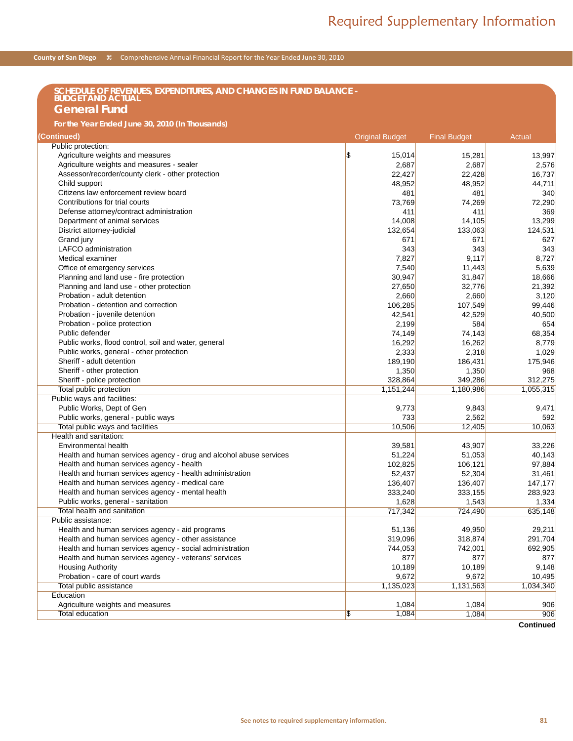## SCHEDULE OF REVENUES, EXPENDITURES, AND CHANGES IN FUND BALANCE - BUDGET AND ACTUAL

## General Fund

**For the Year Ended June 30, 2010 (In Thousands)**

**(Continued)**

| | Original Budget | Final Budget | Actual |
|---|---|---|---|
| Public protection: | | | |
| Agriculture weights and measures | $ 15,014 | 15,281 | 13,997 |
| Agriculture weights and measures - sealer | 2,687 | 2,687 | 2,576 |
| Assessor/recorder/county clerk - other protection | 22,427 | 22,428 | 16,737 |
| Child support | 48,952 | 48,952 | 44,711 |
| Citizens law enforcement review board | 481 | 481 | 340 |
| Contributions for trial courts | 73,769 | 74,269 | 72,290 |
| Defense attorney/contract administration | 411 | 411 | 369 |
| Department of animal services | 14,008 | 14,105 | 13,299 |
| District attorney-judicial | 132,654 | 133,063 | 124,531 |
| Grand jury | 671 | 671 | 627 |
| LAFCO administration | 343 | 343 | 343 |
| Medical examiner | 7,827 | 9,117 | 8,727 |
| Office of emergency services | 7,540 | 11,443 | 5,639 |
| Planning and land use - fire protection | 30,947 | 31,847 | 18,666 |
| Planning and land use - other protection | 27,650 | 32,776 | 21,392 |
| Probation - adult detention | 2,660 | 2,660 | 3,120 |
| Probation - detention and correction | 106,285 | 107,549 | 99,446 |
| Probation - juvenile detention | 42,541 | 42,529 | 40,500 |
| Probation - police protection | 2,199 | 584 | 654 |
| Public defender | 74,149 | 74,143 | 68,354 |
| Public works, flood control, soil and water, general | 16,292 | 16,262 | 8,779 |
| Public works, general - other protection | 2,333 | 2,318 | 1,029 |
| Sheriff - adult detention | 189,190 | 186,431 | 175,946 |
| Sheriff - other protection | 1,350 | 1,350 | 968 |
| Sheriff - police protection | 328,864 | 349,286 | 312,275 |
| Total public protection | 1,151,244 | 1,180,986 | 1,055,315 |
| Public ways and facilities: | | | |
| Public Works, Dept of Gen | 9,773 | 9,843 | 9,471 |
| Public works, general - public ways | 733 | 2,562 | 592 |
| Total public ways and facilities | 10,506 | 12,405 | 10,063 |
| Health and sanitation: | | | |
| Environmental health | 39,581 | 43,907 | 33,226 |
| Health and human services agency - drug and alcohol abuse services | 51,224 | 51,053 | 40,143 |
| Health and human services agency - health | 102,825 | 106,121 | 97,884 |
| Health and human services agency - health administration | 52,437 | 52,304 | 31,461 |
| Health and human services agency - medical care | 136,407 | 136,407 | 147,177 |
| Health and human services agency - mental health | 333,240 | 333,155 | 283,923 |
| Public works, general - sanitation | 1,628 | 1,543 | 1,334 |
| Total health and sanitation | 717,342 | 724,490 | 635,148 |
| Public assistance: | | | |
| Health and human services agency - aid programs | 51,136 | 49,950 | 29,211 |
| Health and human services agency - other assistance | 319,096 | 318,874 | 291,704 |
| Health and human services agency - social administration | 744,053 | 742,001 | 692,905 |
| Health and human services agency - veterans' services | 877 | 877 | 877 |
| Housing Authority | 10,189 | 10,189 | 9,148 |
| Probation - care of court wards | 9,672 | 9,672 | 10,495 |
| Total public assistance | 1,135,023 | 1,131,563 | 1,034,340 |
| Education | | | |
| Agriculture weights and measures | 1,084 | 1,084 | 906 |
| Total education | $ 1,084 | 1,084 | 906 |

**Continued**

See notes to required supplementary information.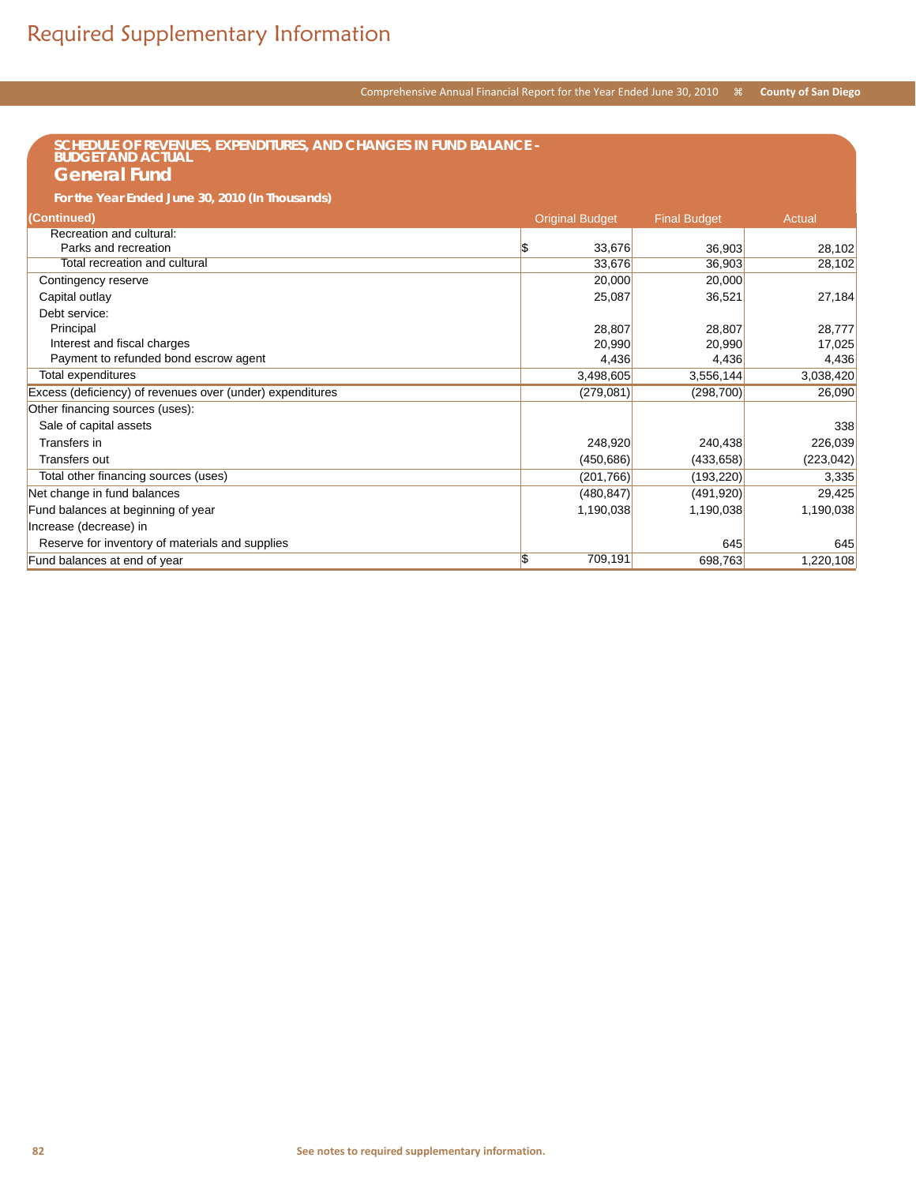# Required Supplementary Information

## SCHEDULE OF REVENUES, EXPENDITURES, AND CHANGES IN FUND BALANCE - BUDGET AND ACTUAL

## General Fund

**For the Year Ended June 30, 2010 (In Thousands)**

| (Continued) | Original Budget | Final Budget | Actual |
|---|---|---|---|
| Recreation and cultural: | | | |
| Parks and recreation | $ 33,676 | 36,903 | 28,102 |
| Total recreation and cultural | 33,676 | 36,903 | 28,102 |
| Contingency reserve | 20,000 | 20,000 | |
| Capital outlay | 25,087 | 36,521 | 27,184 |
| Debt service: | | | |
| Principal | 28,807 | 28,807 | 28,777 |
| Interest and fiscal charges | 20,990 | 20,990 | 17,025 |
| Payment to refunded bond escrow agent | 4,436 | 4,436 | 4,436 |
| Total expenditures | 3,498,605 | 3,556,144 | 3,038,420 |
| Excess (deficiency) of revenues over (under) expenditures | (279,081) | (298,700) | 26,090 |
| Other financing sources (uses): | | | |
| Sale of capital assets | | | 338 |
| Transfers in | 248,920 | 240,438 | 226,039 |
| Transfers out | (450,686) | (433,658) | (223,042) |
| Total other financing sources (uses) | (201,766) | (193,220) | 3,335 |
| Net change in fund balances | (480,847) | (491,920) | 29,425 |
| Fund balances at beginning of year | 1,190,038 | 1,190,038 | 1,190,038 |
| Increase (decrease) in | | | |
| Reserve for inventory of materials and supplies | | 645 | 645 |
| Fund balances at end of year | $ 709,191 | 698,763 | 1,220,108 |

See notes to required supplementary information.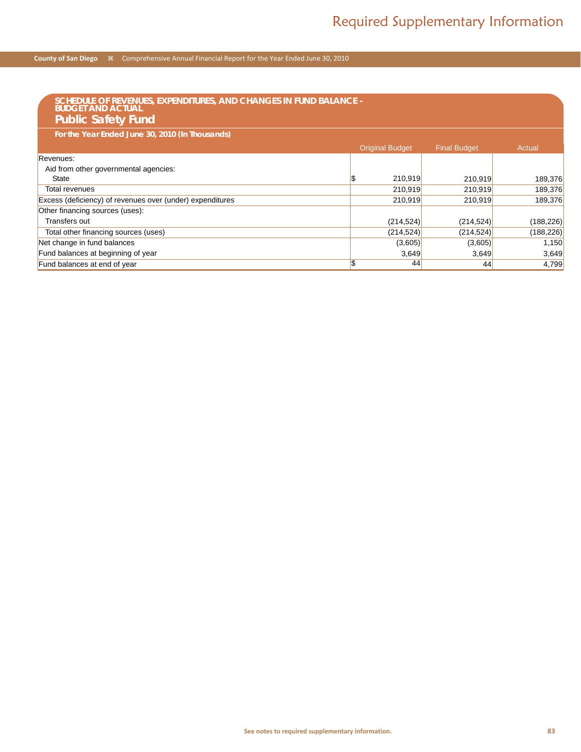## SCHEDULE OF REVENUES, EXPENDITURES, AND CHANGES IN FUND BALANCE - BUDGET AND ACTUAL

## Public Safety Fund

**For the Year Ended June 30, 2010 (In Thousands)**

| | Original Budget | Final Budget | Actual |
|---|---|---|---|
| Revenues: | | | |
| Aid from other governmental agencies: | | | |
| State | $ 210,919 | 210,919 | 189,376 |
| Total revenues | 210,919 | 210,919 | 189,376 |
| Excess (deficiency) of revenues over (under) expenditures | 210,919 | 210,919 | 189,376 |
| Other financing sources (uses): | | | |
| Transfers out | (214,524) | (214,524) | (188,226) |
| Total other financing sources (uses) | (214,524) | (214,524) | (188,226) |
| Net change in fund balances | (3,605) | (3,605) | 1,150 |
| Fund balances at beginning of year | 3,649 | 3,649 | 3,649 |
| Fund balances at end of year | $ 44 | 44 | 4,799 |

See notes to required supplementary information.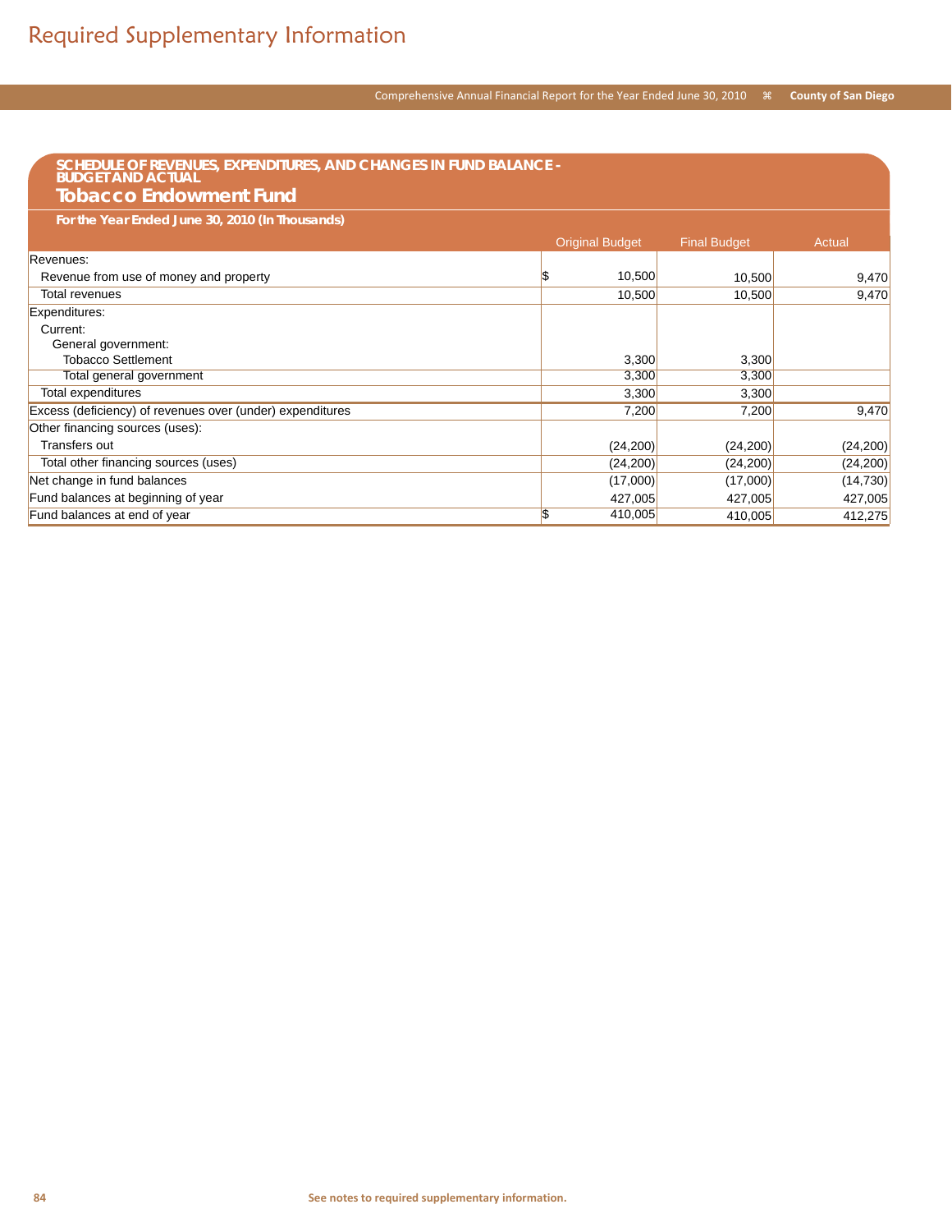# Required Supplementary Information

## SCHEDULE OF REVENUES, EXPENDITURES, AND CHANGES IN FUND BALANCE - BUDGET AND ACTUAL

### Tobacco Endowment Fund

**For the Year Ended June 30, 2010 (In Thousands)**

| | Original Budget | Final Budget | Actual |
|---|---|---|---|
| Revenues: | | | |
| Revenue from use of money and property | $ 10,500 | 10,500 | 9,470 |
| Total revenues | 10,500 | 10,500 | 9,470 |
| Expenditures: | | | |
| Current: | | | |
| General government: | | | |
| Tobacco Settlement | 3,300 | 3,300 | |
| Total general government | 3,300 | 3,300 | |
| Total expenditures | 3,300 | 3,300 | |
| Excess (deficiency) of revenues over (under) expenditures | 7,200 | 7,200 | 9,470 |
| Other financing sources (uses): | | | |
| Transfers out | (24,200) | (24,200) | (24,200) |
| Total other financing sources (uses) | (24,200) | (24,200) | (24,200) |
| Net change in fund balances | (17,000) | (17,000) | (14,730) |
| Fund balances at beginning of year | 427,005 | 427,005 | 427,005 |
| Fund balances at end of year | $ 410,005 | 410,005 | 412,275 |

See notes to required supplementary information.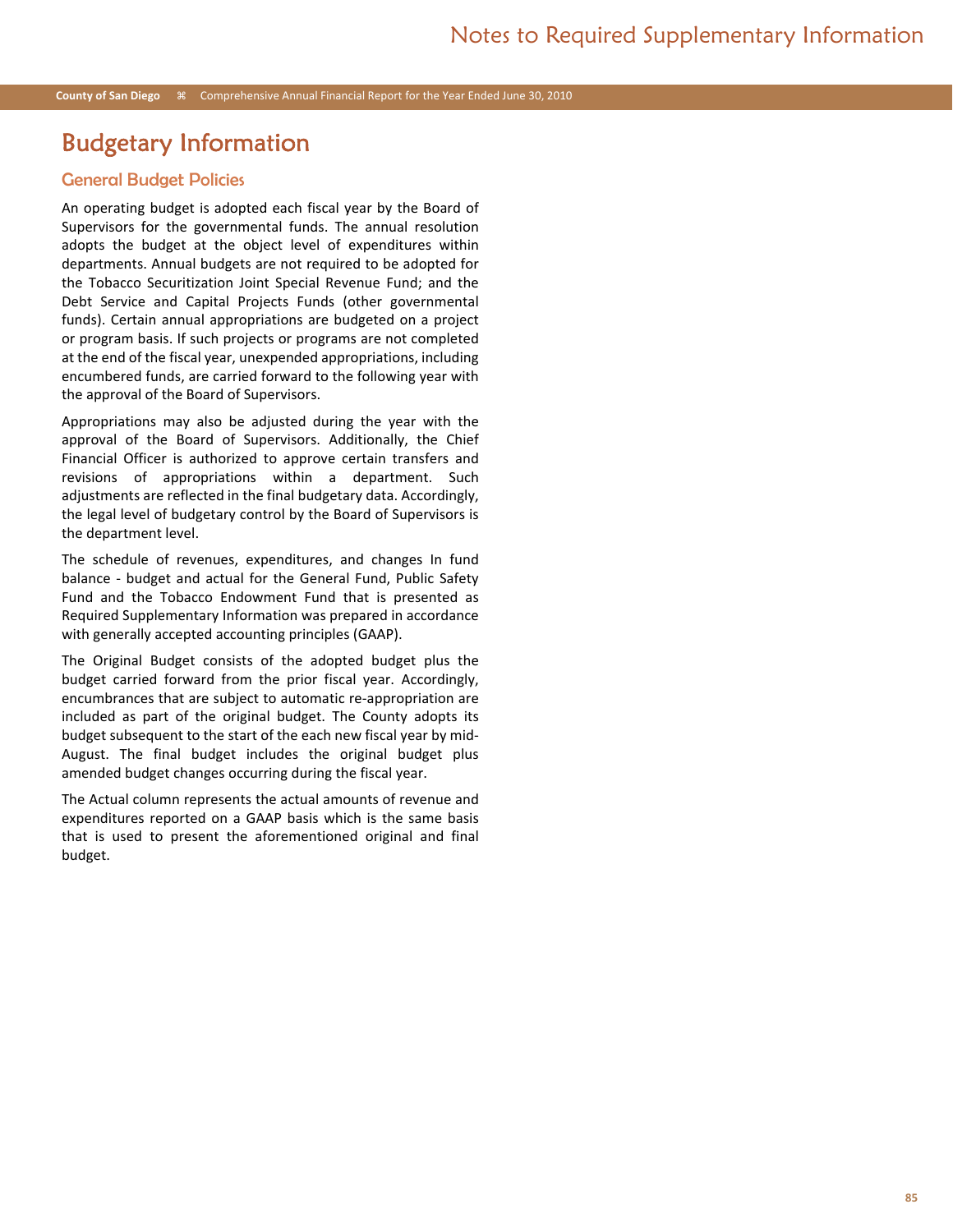# Budgetary Information

## General Budget Policies

An operating budget is adopted each fiscal year by the Board of Supervisors for the governmental funds. The annual resolution adopts the budget at the object level of expenditures within departments. Annual budgets are not required to be adopted for the Tobacco Securitization Joint Special Revenue Fund; and the Debt Service and Capital Projects Funds (other governmental funds). Certain annual appropriations are budgeted on a project or program basis. If such projects or programs are not completed at the end of the fiscal year, unexpended appropriations, including encumbered funds, are carried forward to the following year with the approval of the Board of Supervisors.

Appropriations may also be adjusted during the year with the approval of the Board of Supervisors. Additionally, the Chief Financial Officer is authorized to approve certain transfers and revisions of appropriations within a department. Such adjustments are reflected in the final budgetary data. Accordingly, the legal level of budgetary control by the Board of Supervisors is the department level.

The schedule of revenues, expenditures, and changes In fund balance - budget and actual for the General Fund, Public Safety Fund and the Tobacco Endowment Fund that is presented as Required Supplementary Information was prepared in accordance with generally accepted accounting principles (GAAP).

The Original Budget consists of the adopted budget plus the budget carried forward from the prior fiscal year. Accordingly, encumbrances that are subject to automatic re-appropriation are included as part of the original budget. The County adopts its budget subsequent to the start of the each new fiscal year by mid-August. The final budget includes the original budget plus amended budget changes occurring during the fiscal year.

The Actual column represents the actual amounts of revenue and expenditures reported on a GAAP basis which is the same basis that is used to present the aforementioned original and final budget.